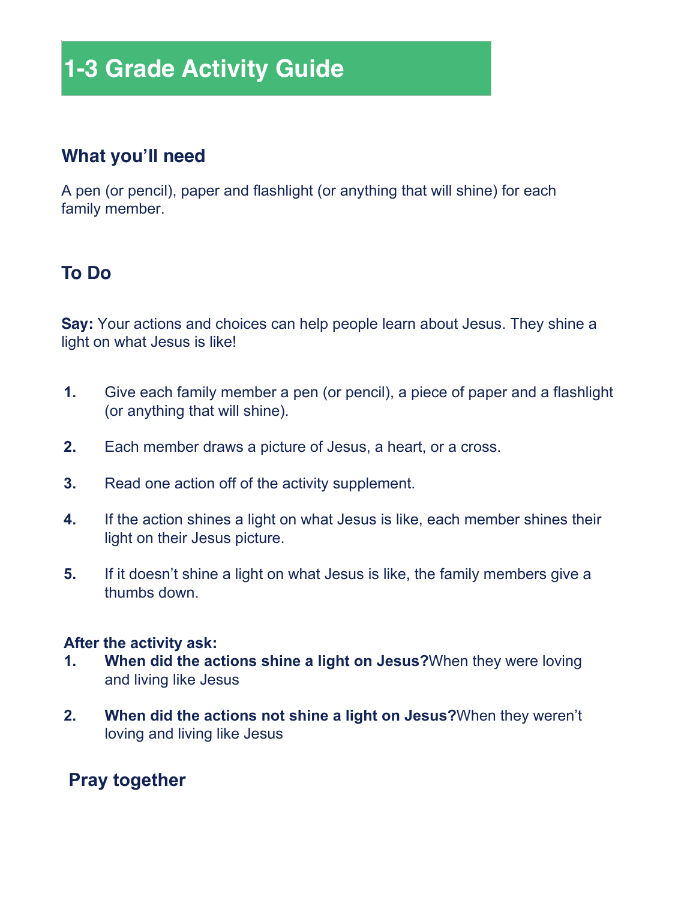# 1-3 Grade Activity Guide

## What you'll need

A pen (or pencil), paper and flashlight (or anything that will shine) for each family member.

## To Do

**Say:** Your actions and choices can help people learn about Jesus. They shine a light on what Jesus is like!

1. Give each family member a pen (or pencil), a piece of paper and a flashlight (or anything that will shine).
2. Each member draws a picture of Jesus, a heart, or a cross.
3. Read one action off of the activity supplement.
4. If the action shines a light on what Jesus is like, each member shines their light on their Jesus picture.
5. If it doesn't shine a light on what Jesus is like, the family members give a thumbs down.

**After the activity ask:**

1. **When did the actions shine a light on Jesus?** When they were loving and living like Jesus
2. **When did the actions not shine a light on Jesus?** When they weren't loving and living like Jesus

## Pray together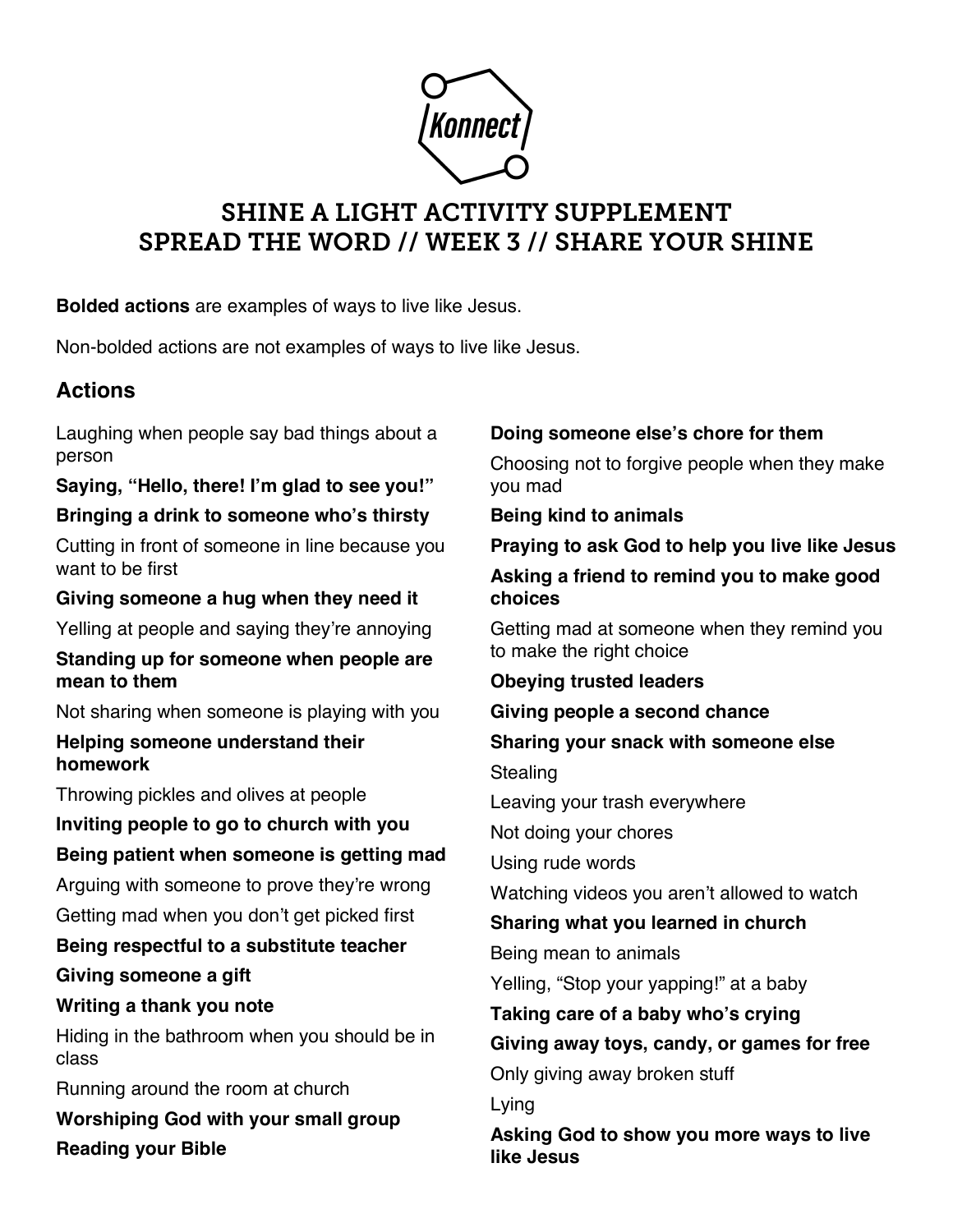Konnect

# SHINE A LIGHT ACTIVITY SUPPLEMENT
# SPREAD THE WORD // WEEK 3 // SHARE YOUR SHINE

**Bolded actions** are examples of ways to live like Jesus.

Non-bolded actions are not examples of ways to live like Jesus.

## Actions

Laughing when people say bad things about a person

**Saying, "Hello, there! I'm glad to see you!"**

**Bringing a drink to someone who's thirsty**

Cutting in front of someone in line because you want to be first

**Giving someone a hug when they need it**

Yelling at people and saying they're annoying

**Standing up for someone when people are mean to them**

Not sharing when someone is playing with you

**Helping someone understand their homework**

Throwing pickles and olives at people

**Inviting people to go to church with you**

**Being patient when someone is getting mad**

Arguing with someone to prove they're wrong

Getting mad when you don't get picked first

**Being respectful to a substitute teacher**

**Giving someone a gift**

**Writing a thank you note**

Hiding in the bathroom when you should be in class

Running around the room at church

**Worshiping God with your small group**

**Reading your Bible**

**Doing someone else's chore for them**

Choosing not to forgive people when they make you mad

**Being kind to animals**

**Praying to ask God to help you live like Jesus**

**Asking a friend to remind you to make good choices**

Getting mad at someone when they remind you to make the right choice

**Obeying trusted leaders**

**Giving people a second chance**

**Sharing your snack with someone else**

Stealing

Leaving your trash everywhere

Not doing your chores

Using rude words

Watching videos you aren't allowed to watch

**Sharing what you learned in church**

Being mean to animals

Yelling, "Stop your yapping!" at a baby

**Taking care of a baby who's crying**

**Giving away toys, candy, or games for free**

Only giving away broken stuff

Lying

**Asking God to show you more ways to live like Jesus**